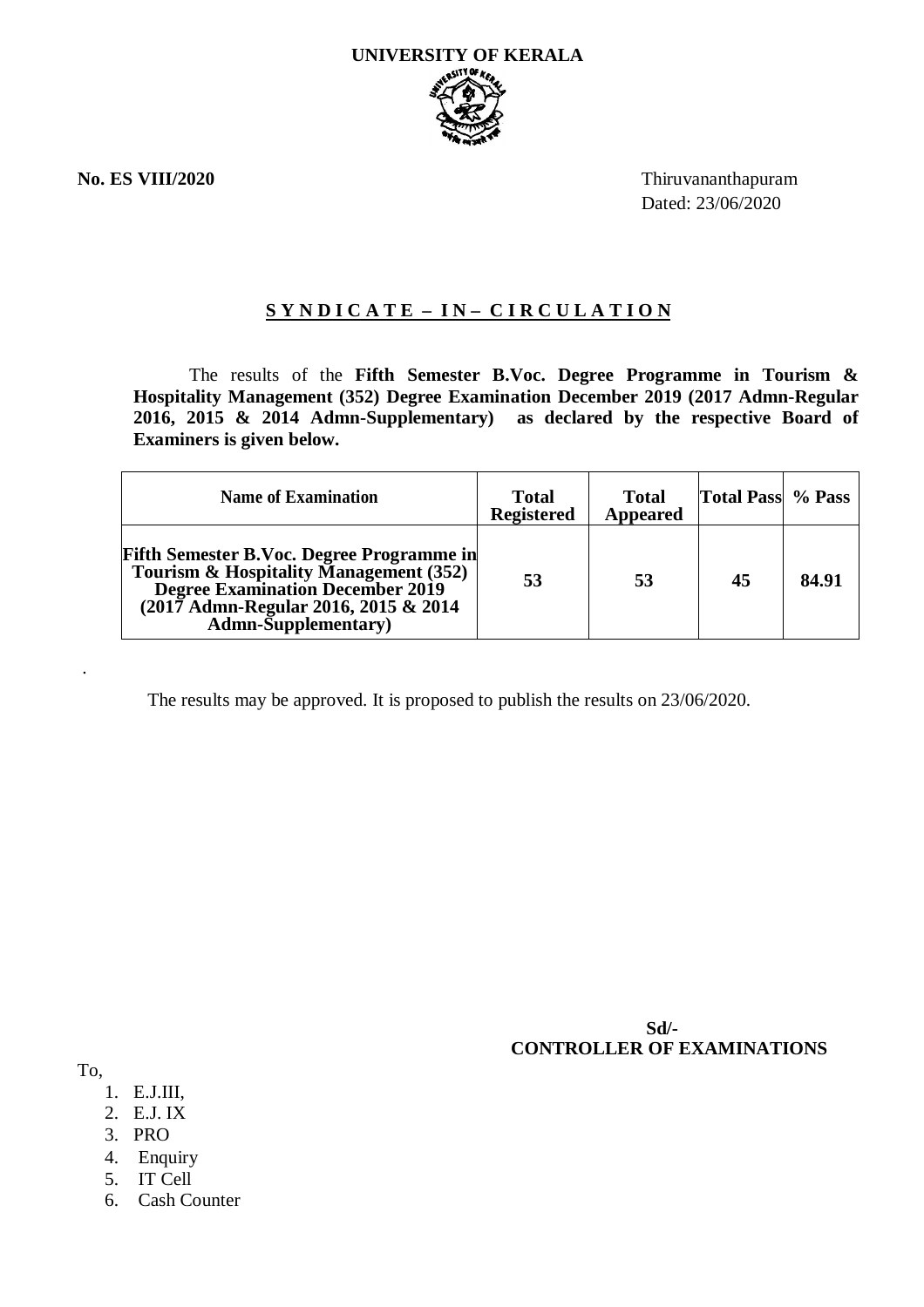# UNIVERSITY OF KERALA

**No. ES VIII/2020**

Thiruvananthapuram
Dated: 23/06/2020

## S Y N D I C A T E – I N – C I R C U L A T I O N

The results of the **Fifth Semester B.Voc. Degree Programme in Tourism & Hospitality Management (352) Degree Examination December 2019 (2017 Admn-Regular 2016, 2015 & 2014 Admn-Supplementary) as declared by the respective Board of Examiners is given below.**

| Name of Examination | Total Registered | Total Appeared | Total Pass | % Pass |
|---|---|---|---|---|
| **Fifth Semester B.Voc. Degree Programme in Tourism & Hospitality Management (352) Degree Examination December 2019 (2017 Admn-Regular 2016, 2015 & 2014 Admn-Supplementary)** | **53** | **53** | **45** | **84.91** |

The results may be approved. It is proposed to publish the results on 23/06/2020.

**Sd/-**
**CONTROLLER OF EXAMINATIONS**

To,

1. E.J.III,
2. E.J. IX
3. PRO
4. Enquiry
5. IT Cell
6. Cash Counter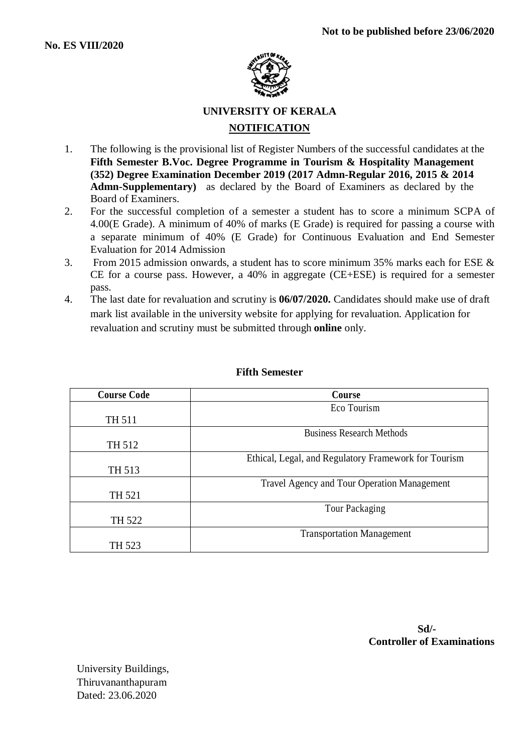**Not to be published before 23/06/2020**

**No. ES VIII/2020**

**UNIVERSITY OF KERALA**

**NOTIFICATION**

1. The following is the provisional list of Register Numbers of the successful candidates at the **Fifth Semester B.Voc. Degree Programme in Tourism & Hospitality Management (352) Degree Examination December 2019 (2017 Admn-Regular 2016, 2015 & 2014 Admn-Supplementary)** as declared by the Board of Examiners as declared by the Board of Examiners.
2. For the successful completion of a semester a student has to score a minimum SCPA of 4.00(E Grade). A minimum of 40% of marks (E Grade) is required for passing a course with a separate minimum of 40% (E Grade) for Continuous Evaluation and End Semester Evaluation for 2014 Admission
3. From 2015 admission onwards, a student has to score minimum 35% marks each for ESE & CE for a course pass. However, a 40% in aggregate (CE+ESE) is required for a semester pass.
4. The last date for revaluation and scrutiny is **06/07/2020.** Candidates should make use of draft mark list available in the university website for applying for revaluation. Application for revaluation and scrutiny must be submitted through **online** only.

**Fifth Semester**

| Course Code | Course |
|---|---|
| TH 511 | Eco Tourism |
| TH 512 | Business Research Methods |
| TH 513 | Ethical, Legal, and Regulatory Framework for Tourism |
| TH 521 | Travel Agency and Tour Operation Management |
| TH 522 | Tour Packaging |
| TH 523 | Transportation Management |

**Sd/-**
**Controller of Examinations**

University Buildings,
Thiruvananthapuram
Dated: 23.06.2020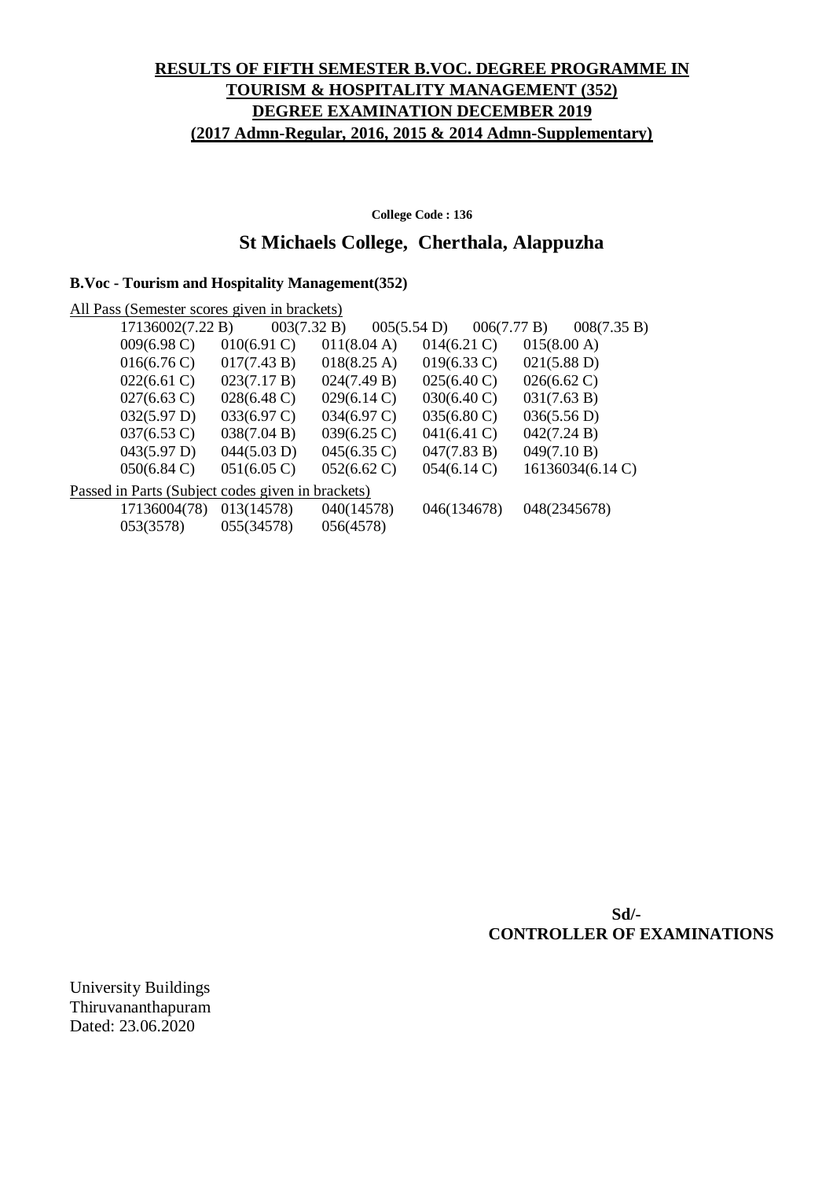**RESULTS OF FIFTH SEMESTER B.VOC. DEGREE PROGRAMME IN TOURISM & HOSPITALITY MANAGEMENT (352) DEGREE EXAMINATION DECEMBER 2019 (2017 Admn-Regular, 2016, 2015 & 2014 Admn-Supplementary)**

**College Code : 136**

## St Michaels College, Cherthala, Alappuzha

**B.Voc - Tourism and Hospitality Management(352)**

All Pass (Semester scores given in brackets)

| | | | | |
|---|---|---|---|---|
| 17136002(7.22 B) | 003(7.32 B) | 005(5.54 D) | 006(7.77 B) | 008(7.35 B) |
| 009(6.98 C) | 010(6.91 C) | 011(8.04 A) | 014(6.21 C) | 015(8.00 A) |
| 016(6.76 C) | 017(7.43 B) | 018(8.25 A) | 019(6.33 C) | 021(5.88 D) |
| 022(6.61 C) | 023(7.17 B) | 024(7.49 B) | 025(6.40 C) | 026(6.62 C) |
| 027(6.63 C) | 028(6.48 C) | 029(6.14 C) | 030(6.40 C) | 031(7.63 B) |
| 032(5.97 D) | 033(6.97 C) | 034(6.97 C) | 035(6.80 C) | 036(5.56 D) |
| 037(6.53 C) | 038(7.04 B) | 039(6.25 C) | 041(6.41 C) | 042(7.24 B) |
| 043(5.97 D) | 044(5.03 D) | 045(6.35 C) | 047(7.83 B) | 049(7.10 B) |
| 050(6.84 C) | 051(6.05 C) | 052(6.62 C) | 054(6.14 C) | 16136034(6.14 C) |

Passed in Parts (Subject codes given in brackets)

| | | | | |
|---|---|---|---|---|
| 17136004(78) | 013(14578) | 040(14578) | 046(134678) | 048(2345678) |
| 053(3578) | 055(34578) | 056(4578) | | |

**Sd/-**
**CONTROLLER OF EXAMINATIONS**

University Buildings
Thiruvananthapuram
Dated: 23.06.2020